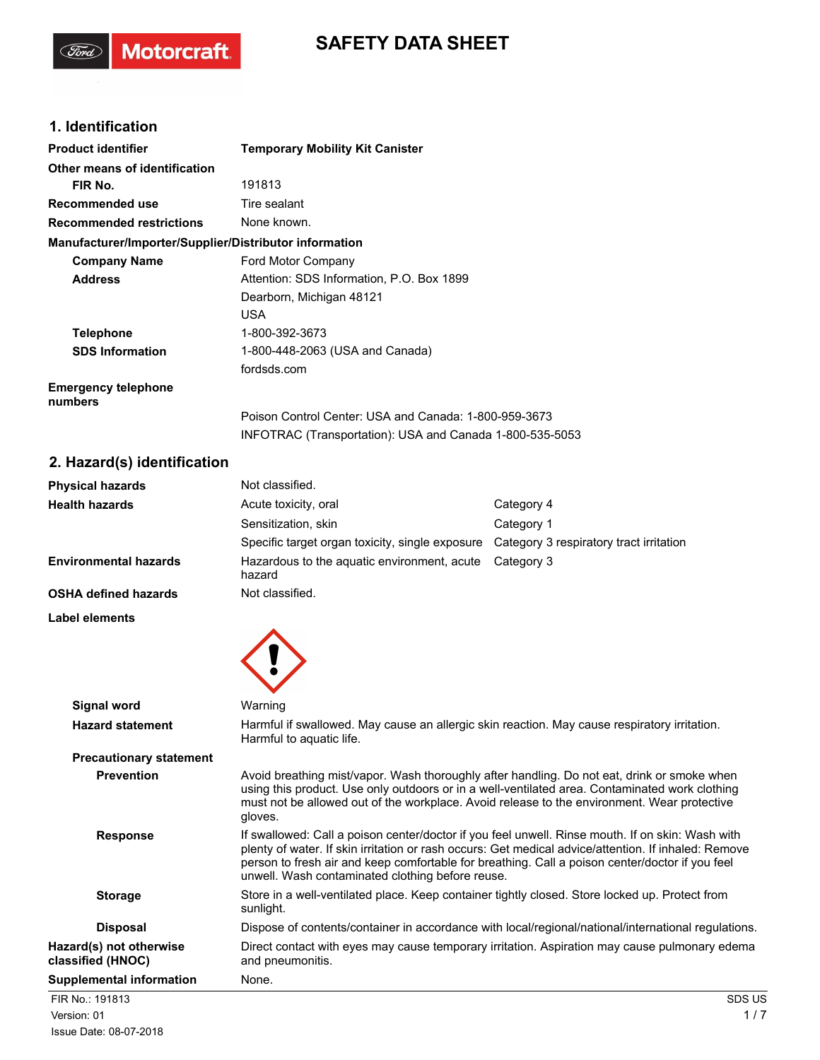# SAFETY DATA SHEET

## 1. Identification

| | |
|---|---|
| **Product identifier** | **Temporary Mobility Kit Canister** |
| **Other means of identification** | |
| **FIR No.** | 191813 |
| **Recommended use** | Tire sealant |
| **Recommended restrictions** | None known. |

**Manufacturer/Importer/Supplier/Distributor information**

| | |
|---|---|
| **Company Name** | Ford Motor Company |
| **Address** | Attention: SDS Information, P.O. Box 1899<br>Dearborn, Michigan 48121<br>USA |
| **Telephone** | 1-800-392-3673 |
| **SDS Information** | 1-800-448-2063 (USA and Canada)<br>fordsds.com |
| **Emergency telephone numbers** | Poison Control Center: USA and Canada: 1-800-959-3673<br>INFOTRAC (Transportation): USA and Canada 1-800-535-5053 |

## 2. Hazard(s) identification

| | | |
|---|---|---|
| **Physical hazards** | Not classified. | |
| **Health hazards** | Acute toxicity, oral | Category 4 |
| | Sensitization, skin | Category 1 |
| | Specific target organ toxicity, single exposure | Category 3 respiratory tract irritation |
| **Environmental hazards** | Hazardous to the aquatic environment, acute hazard | Category 3 |
| **OSHA defined hazards** | Not classified. | |

**Label elements**

**Signal word** Warning

**Hazard statement** Harmful if swallowed. May cause an allergic skin reaction. May cause respiratory irritation. Harmful to aquatic life.

**Precautionary statement**

**Prevention** Avoid breathing mist/vapor. Wash thoroughly after handling. Do not eat, drink or smoke when using this product. Use only outdoors or in a well-ventilated area. Contaminated work clothing must not be allowed out of the workplace. Avoid release to the environment. Wear protective gloves.

**Response** If swallowed: Call a poison center/doctor if you feel unwell. Rinse mouth. If on skin: Wash with plenty of water. If skin irritation or rash occurs: Get medical advice/attention. If inhaled: Remove person to fresh air and keep comfortable for breathing. Call a poison center/doctor if you feel unwell. Wash contaminated clothing before reuse.

**Storage** Store in a well-ventilated place. Keep container tightly closed. Store locked up. Protect from sunlight.

**Disposal** Dispose of contents/container in accordance with local/regional/national/international regulations.

**Hazard(s) not otherwise classified (HNOC)** Direct contact with eyes may cause temporary irritation. Aspiration may cause pulmonary edema and pneumonitis.

**Supplemental information** None.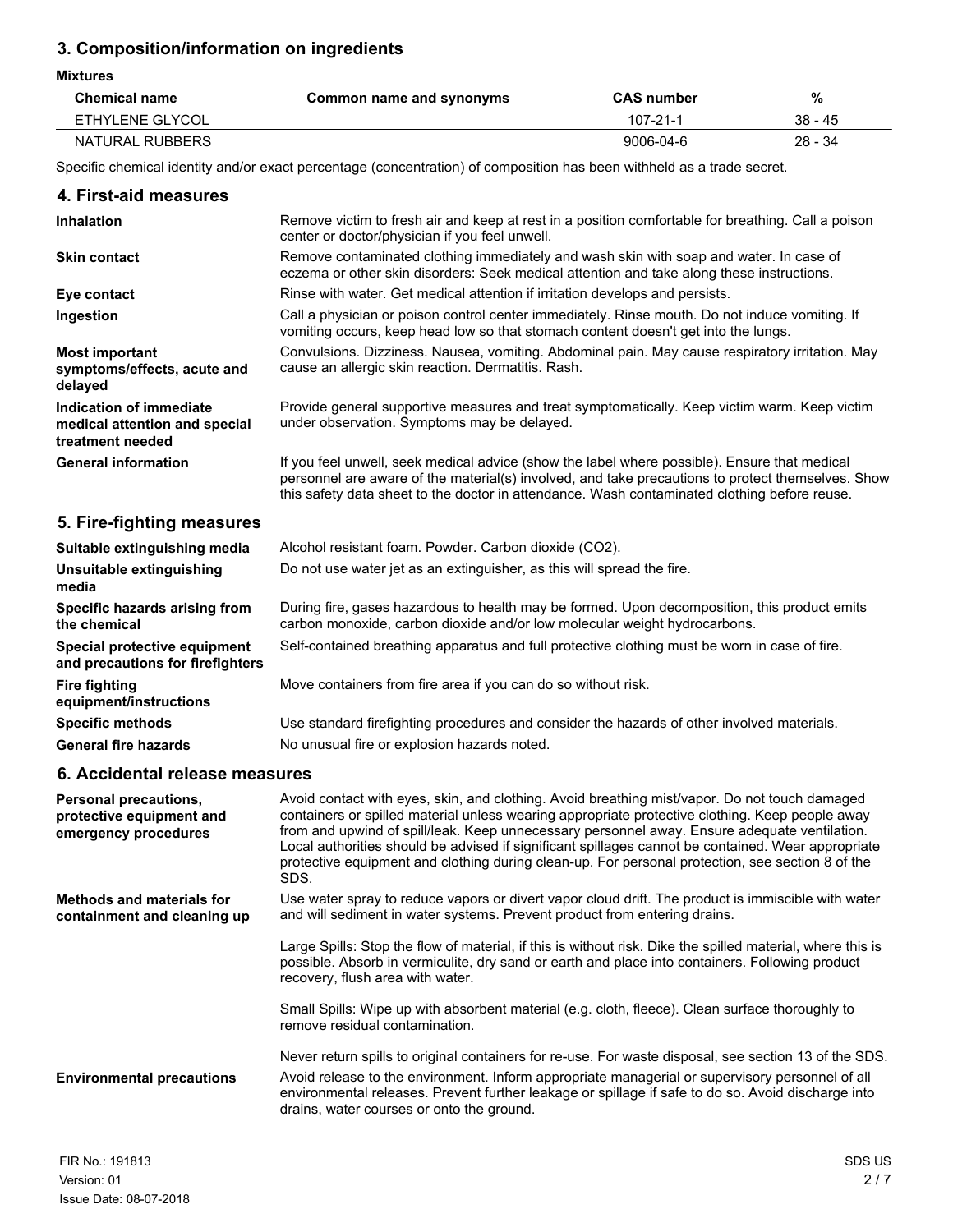## 3. Composition/information on ingredients

**Mixtures**

| Chemical name | Common name and synonyms | CAS number | % |
|---|---|---|---|
| ETHYLENE GLYCOL | | 107-21-1 | 38 - 45 |
| NATURAL RUBBERS | | 9006-04-6 | 28 - 34 |

Specific chemical identity and/or exact percentage (concentration) of composition has been withheld as a trade secret.

## 4. First-aid measures

**Inhalation**
Remove victim to fresh air and keep at rest in a position comfortable for breathing. Call a poison center or doctor/physician if you feel unwell.

**Skin contact**
Remove contaminated clothing immediately and wash skin with soap and water. In case of eczema or other skin disorders: Seek medical attention and take along these instructions.

**Eye contact**
Rinse with water. Get medical attention if irritation develops and persists.

**Ingestion**
Call a physician or poison control center immediately. Rinse mouth. Do not induce vomiting. If vomiting occurs, keep head low so that stomach content doesn't get into the lungs.

**Most important symptoms/effects, acute and delayed**
Convulsions. Dizziness. Nausea, vomiting. Abdominal pain. May cause respiratory irritation. May cause an allergic skin reaction. Dermatitis. Rash.

**Indication of immediate medical attention and special treatment needed**
Provide general supportive measures and treat symptomatically. Keep victim warm. Keep victim under observation. Symptoms may be delayed.

**General information**
If you feel unwell, seek medical advice (show the label where possible). Ensure that medical personnel are aware of the material(s) involved, and take precautions to protect themselves. Show this safety data sheet to the doctor in attendance. Wash contaminated clothing before reuse.

## 5. Fire-fighting measures

**Suitable extinguishing media**
Alcohol resistant foam. Powder. Carbon dioxide ($CO_2$).

**Unsuitable extinguishing media**
Do not use water jet as an extinguisher, as this will spread the fire.

**Specific hazards arising from the chemical**
During fire, gases hazardous to health may be formed. Upon decomposition, this product emits carbon monoxide, carbon dioxide and/or low molecular weight hydrocarbons.

**Special protective equipment and precautions for firefighters**
Self-contained breathing apparatus and full protective clothing must be worn in case of fire.

**Fire fighting equipment/instructions**
Move containers from fire area if you can do so without risk.

**Specific methods**
Use standard firefighting procedures and consider the hazards of other involved materials.

**General fire hazards**
No unusual fire or explosion hazards noted.

## 6. Accidental release measures

**Personal precautions, protective equipment and emergency procedures**
Avoid contact with eyes, skin, and clothing. Avoid breathing mist/vapor. Do not touch damaged containers or spilled material unless wearing appropriate protective clothing. Keep people away from and upwind of spill/leak. Keep unnecessary personnel away. Ensure adequate ventilation. Local authorities should be advised if significant spillages cannot be contained. Wear appropriate protective equipment and clothing during clean-up. For personal protection, see section 8 of the SDS.

**Methods and materials for containment and cleaning up**
Use water spray to reduce vapors or divert vapor cloud drift. The product is immiscible with water and will sediment in water systems. Prevent product from entering drains.

Large Spills: Stop the flow of material, if this is without risk. Dike the spilled material, where this is possible. Absorb in vermiculite, dry sand or earth and place into containers. Following product recovery, flush area with water.

Small Spills: Wipe up with absorbent material (e.g. cloth, fleece). Clean surface thoroughly to remove residual contamination.

Never return spills to original containers for re-use. For waste disposal, see section 13 of the SDS.

**Environmental precautions**
Avoid release to the environment. Inform appropriate managerial or supervisory personnel of all environmental releases. Prevent further leakage or spillage if safe to do so. Avoid discharge into drains, water courses or onto the ground.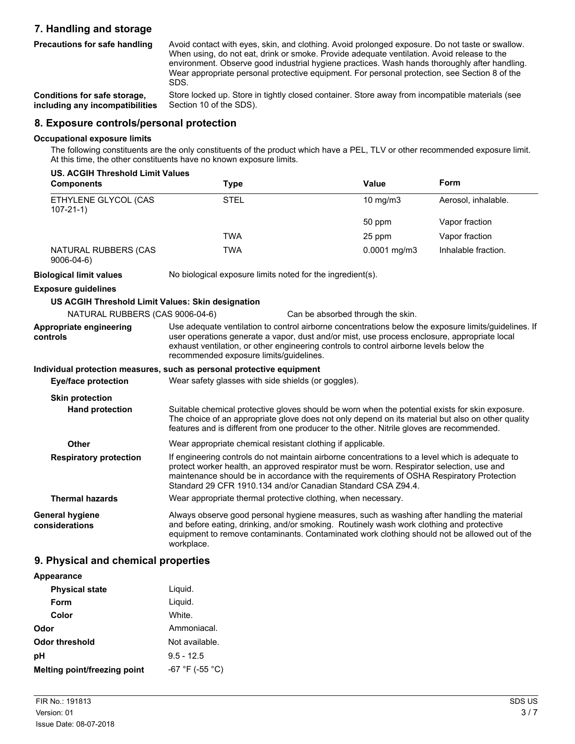## 7. Handling and storage

**Precautions for safe handling**

Avoid contact with eyes, skin, and clothing. Avoid prolonged exposure. Do not taste or swallow. When using, do not eat, drink or smoke. Provide adequate ventilation. Avoid release to the environment. Observe good industrial hygiene practices. Wash hands thoroughly after handling. Wear appropriate personal protective equipment. For personal protection, see Section 8 of the SDS.

**Conditions for safe storage, including any incompatibilities**

Store locked up. Store in tightly closed container. Store away from incompatible materials (see Section 10 of the SDS).

## 8. Exposure controls/personal protection

**Occupational exposure limits**

The following constituents are the only constituents of the product which have a PEL, TLV or other recommended exposure limit. At this time, the other constituents have no known exposure limits.

**US. ACGIH Threshold Limit Values**

| Components | Type | Value | Form |
|---|---|---|---|
| ETHYLENE GLYCOL (CAS 107-21-1) | STEL | 10 mg/m3 | Aerosol, inhalable. |
| | | 50 ppm | Vapor fraction |
| | TWA | 25 ppm | Vapor fraction |
| NATURAL RUBBERS (CAS 9006-04-6) | TWA | 0.0001 mg/m3 | Inhalable fraction. |

**Biological limit values**

No biological exposure limits noted for the ingredient(s).

**Exposure guidelines**

**US ACGIH Threshold Limit Values: Skin designation**

NATURAL RUBBERS (CAS 9006-04-6) Can be absorbed through the skin.

**Appropriate engineering controls**

Use adequate ventilation to control airborne concentrations below the exposure limits/guidelines. If user operations generate a vapor, dust and/or mist, use process enclosure, appropriate local exhaust ventilation, or other engineering controls to control airborne levels below the recommended exposure limits/guidelines.

**Individual protection measures, such as personal protective equipment**

**Eye/face protection**

Wear safety glasses with side shields (or goggles).

**Skin protection**

**Hand protection**

Suitable chemical protective gloves should be worn when the potential exists for skin exposure. The choice of an appropriate glove does not only depend on its material but also on other quality features and is different from one producer to the other. Nitrile gloves are recommended.

**Other**

Wear appropriate chemical resistant clothing if applicable.

**Respiratory protection**

If engineering controls do not maintain airborne concentrations to a level which is adequate to protect worker health, an approved respirator must be worn. Respirator selection, use and maintenance should be in accordance with the requirements of OSHA Respiratory Protection Standard 29 CFR 1910.134 and/or Canadian Standard CSA Z94.4.

**Thermal hazards**

Wear appropriate thermal protective clothing, when necessary.

**General hygiene considerations**

Always observe good personal hygiene measures, such as washing after handling the material and before eating, drinking, and/or smoking. Routinely wash work clothing and protective equipment to remove contaminants. Contaminated work clothing should not be allowed out of the workplace.

## 9. Physical and chemical properties

**Appearance**

| | |
|---|---|
| **Physical state** | Liquid. |
| **Form** | Liquid. |
| **Color** | White. |
| **Odor** | Ammoniacal. |
| **Odor threshold** | Not available. |
| **pH** | 9.5 - 12.5 |
| **Melting point/freezing point** | -67 °F (-55 °C) |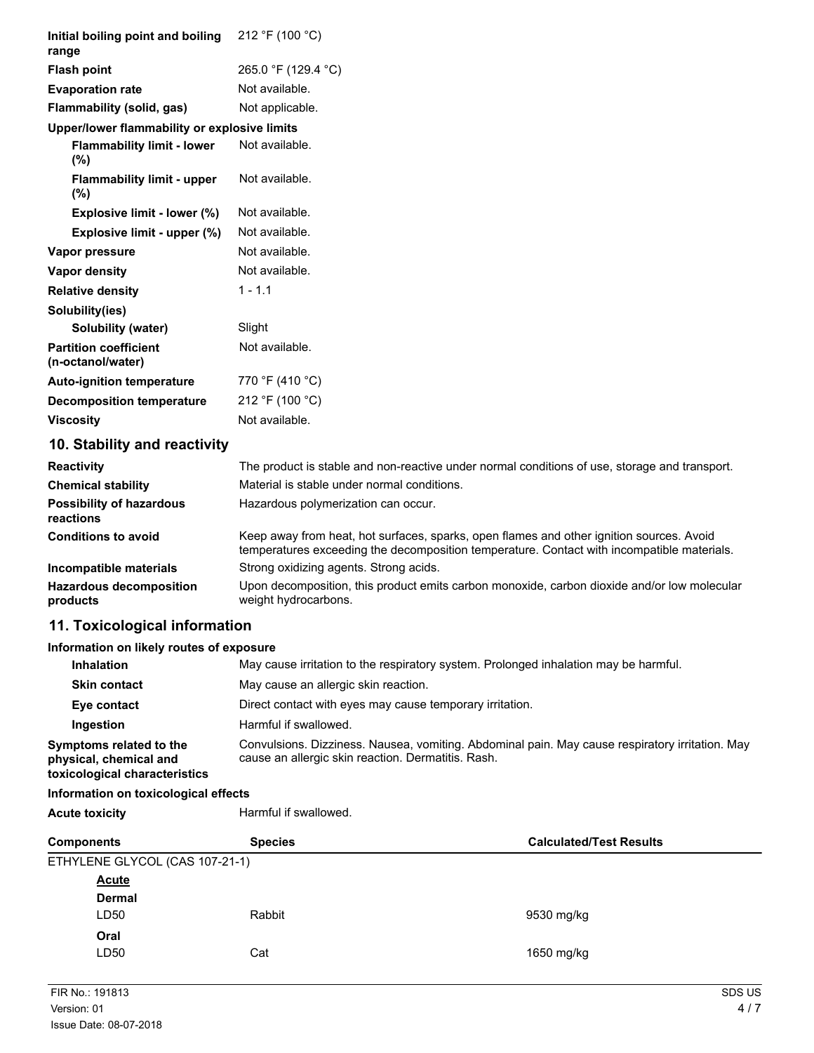| | |
|---|---|
| **Initial boiling point and boiling range** | 212 °F (100 °C) |
| **Flash point** | 265.0 °F (129.4 °C) |
| **Evaporation rate** | Not available. |
| **Flammability (solid, gas)** | Not applicable. |
| **Upper/lower flammability or explosive limits** | |
| **Flammability limit - lower (%)** | Not available. |
| **Flammability limit - upper (%)** | Not available. |
| **Explosive limit - lower (%)** | Not available. |
| **Explosive limit - upper (%)** | Not available. |
| **Vapor pressure** | Not available. |
| **Vapor density** | Not available. |
| **Relative density** | 1 - 1.1 |
| **Solubility(ies)** | |
| **Solubility (water)** | Slight |
| **Partition coefficient (n-octanol/water)** | Not available. |
| **Auto-ignition temperature** | 770 °F (410 °C) |
| **Decomposition temperature** | 212 °F (100 °C) |
| **Viscosity** | Not available. |

## 10. Stability and reactivity

| | |
|---|---|
| **Reactivity** | The product is stable and non-reactive under normal conditions of use, storage and transport. |
| **Chemical stability** | Material is stable under normal conditions. |
| **Possibility of hazardous reactions** | Hazardous polymerization can occur. |
| **Conditions to avoid** | Keep away from heat, hot surfaces, sparks, open flames and other ignition sources. Avoid temperatures exceeding the decomposition temperature. Contact with incompatible materials. |
| **Incompatible materials** | Strong oxidizing agents. Strong acids. |
| **Hazardous decomposition products** | Upon decomposition, this product emits carbon monoxide, carbon dioxide and/or low molecular weight hydrocarbons. |

## 11. Toxicological information

**Information on likely routes of exposure**

| | |
|---|---|
| **Inhalation** | May cause irritation to the respiratory system. Prolonged inhalation may be harmful. |
| **Skin contact** | May cause an allergic skin reaction. |
| **Eye contact** | Direct contact with eyes may cause temporary irritation. |
| **Ingestion** | Harmful if swallowed. |
| **Symptoms related to the physical, chemical and toxicological characteristics** | Convulsions. Dizziness. Nausea, vomiting. Abdominal pain. May cause respiratory irritation. May cause an allergic skin reaction. Dermatitis. Rash. |

**Information on toxicological effects**

**Acute toxicity** Harmful if swallowed.

| Components | Species | Calculated/Test Results |
|---|---|---|
| ETHYLENE GLYCOL (CAS 107-21-1) | | |
| **Acute** | | |
| **Dermal** | | |
| LD50 | Rabbit | 9530 mg/kg |
| **Oral** | | |
| LD50 | Cat | 1650 mg/kg |

FIR No.: 191813
Version: 01
Issue Date: 08-07-2018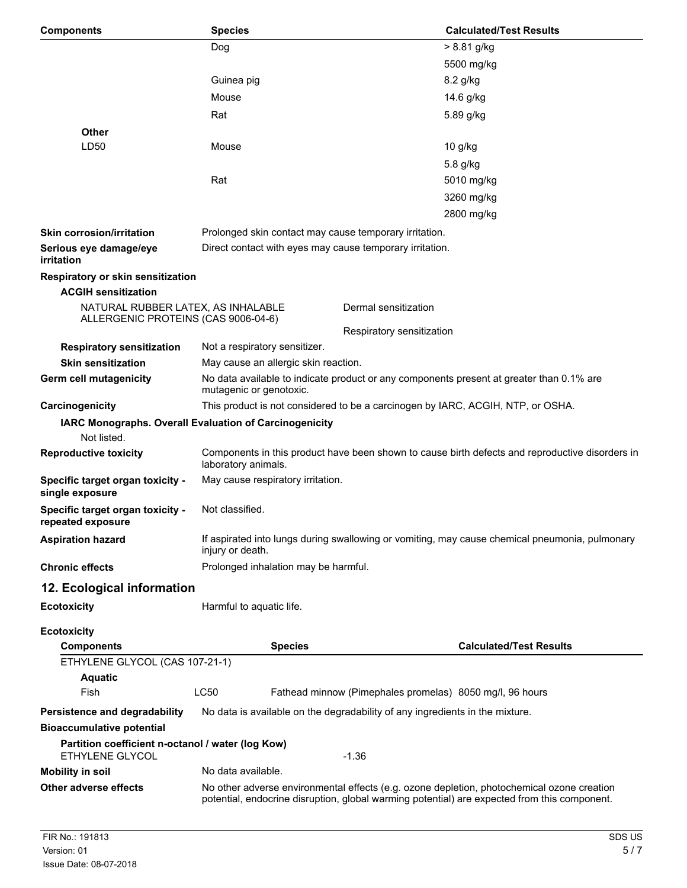| Components | Species | Calculated/Test Results |
|---|---|---|
| | Dog | > 8.81 g/kg |
| | | 5500 mg/kg |
| | Guinea pig | 8.2 g/kg |
| | Mouse | 14.6 g/kg |
| | Rat | 5.89 g/kg |
| **Other** | | |
| LD50 | Mouse | 10 g/kg |
| | | 5.8 g/kg |
| | Rat | 5010 mg/kg |
| | | 3260 mg/kg |
| | | 2800 mg/kg |

**Skin corrosion/irritation** Prolonged skin contact may cause temporary irritation.

**Serious eye damage/eye irritation** Direct contact with eyes may cause temporary irritation.

**Respiratory or skin sensitization**

**ACGIH sensitization**

NATURAL RUBBER LATEX, AS INHALABLE ALLERGENIC PROTEINS (CAS 9006-04-6) Dermal sensitization

Respiratory sensitization

**Respiratory sensitization** Not a respiratory sensitizer.

**Skin sensitization** May cause an allergic skin reaction.

**Germ cell mutagenicity** No data available to indicate product or any components present at greater than 0.1% are mutagenic or genotoxic.

**Carcinogenicity** This product is not considered to be a carcinogen by IARC, ACGIH, NTP, or OSHA.

**IARC Monographs. Overall Evaluation of Carcinogenicity**

Not listed.

**Reproductive toxicity** Components in this product have been shown to cause birth defects and reproductive disorders in laboratory animals.

**Specific target organ toxicity - single exposure** May cause respiratory irritation.

**Specific target organ toxicity - repeated exposure** Not classified.

**Aspiration hazard** If aspirated into lungs during swallowing or vomiting, may cause chemical pneumonia, pulmonary injury or death.

**Chronic effects** Prolonged inhalation may be harmful.

## 12. Ecological information

**Ecotoxicity** Harmful to aquatic life.

**Ecotoxicity**

| Components | | Species | Calculated/Test Results |
|---|---|---|---|
| ETHYLENE GLYCOL (CAS 107-21-1) | | | |
| **Aquatic** | | | |
| Fish | LC50 | Fathead minnow (Pimephales promelas) | 8050 mg/l, 96 hours |

**Persistence and degradability** No data is available on the degradability of any ingredients in the mixture.

**Bioaccumulative potential**

**Partition coefficient n-octanol / water (log Kow)**

ETHYLENE GLYCOL -1.36

**Mobility in soil** No data available.

**Other adverse effects** No other adverse environmental effects (e.g. ozone depletion, photochemical ozone creation potential, endocrine disruption, global warming potential) are expected from this component.

FIR No.: 191813
Version: 01
Issue Date: 08-07-2018
SDS US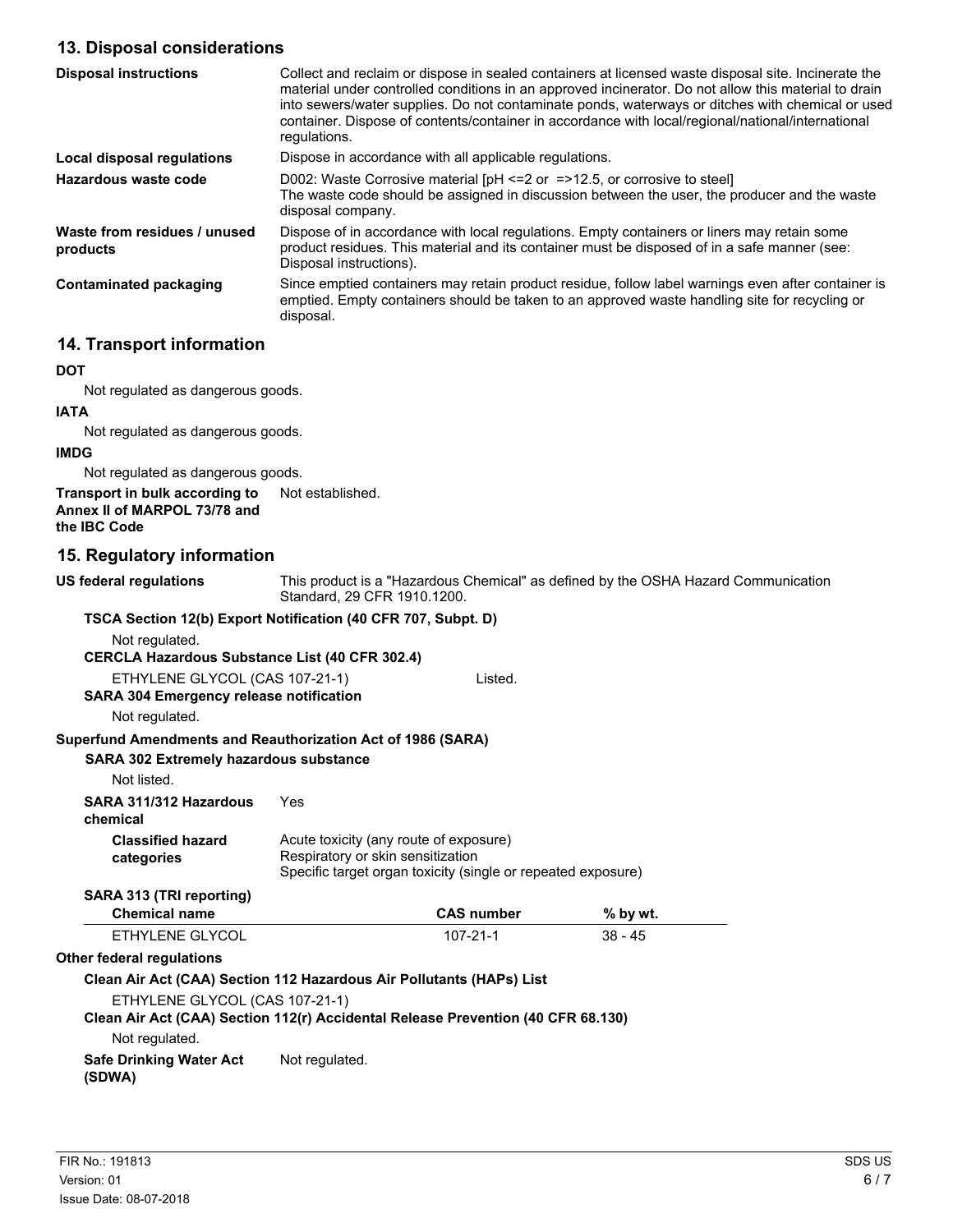## 13. Disposal considerations

**Disposal instructions**

Collect and reclaim or dispose in sealed containers at licensed waste disposal site. Incinerate the material under controlled conditions in an approved incinerator. Do not allow this material to drain into sewers/water supplies. Do not contaminate ponds, waterways or ditches with chemical or used container. Dispose of contents/container in accordance with local/regional/national/international regulations.

**Local disposal regulations**

Dispose in accordance with all applicable regulations.

**Hazardous waste code**

D002: Waste Corrosive material [pH <=2 or =>12.5, or corrosive to steel]
The waste code should be assigned in discussion between the user, the producer and the waste disposal company.

**Waste from residues / unused products**

Dispose of in accordance with local regulations. Empty containers or liners may retain some product residues. This material and its container must be disposed of in a safe manner (see: Disposal instructions).

**Contaminated packaging**

Since emptied containers may retain product residue, follow label warnings even after container is emptied. Empty containers should be taken to an approved waste handling site for recycling or disposal.

## 14. Transport information

**DOT**

Not regulated as dangerous goods.

**IATA**

Not regulated as dangerous goods.

**IMDG**

Not regulated as dangerous goods.

**Transport in bulk according to Annex II of MARPOL 73/78 and the IBC Code**

Not established.

## 15. Regulatory information

**US federal regulations**

This product is a "Hazardous Chemical" as defined by the OSHA Hazard Communication Standard, 29 CFR 1910.1200.

**TSCA Section 12(b) Export Notification (40 CFR 707, Subpt. D)**

Not regulated.

**CERCLA Hazardous Substance List (40 CFR 302.4)**

ETHYLENE GLYCOL (CAS 107-21-1) Listed.

**SARA 304 Emergency release notification**

Not regulated.

**Superfund Amendments and Reauthorization Act of 1986 (SARA)**

**SARA 302 Extremely hazardous substance**

Not listed.

**SARA 311/312 Hazardous chemical**

Yes

**Classified hazard categories**

Acute toxicity (any route of exposure)
Respiratory or skin sensitization
Specific target organ toxicity (single or repeated exposure)

**SARA 313 (TRI reporting)**

| Chemical name | CAS number | % by wt. |
|---|---|---|
| ETHYLENE GLYCOL | 107-21-1 | 38 - 45 |

**Other federal regulations**

**Clean Air Act (CAA) Section 112 Hazardous Air Pollutants (HAPs) List**

ETHYLENE GLYCOL (CAS 107-21-1)

**Clean Air Act (CAA) Section 112(r) Accidental Release Prevention (40 CFR 68.130)**

Not regulated.

**Safe Drinking Water Act (SDWA)**

Not regulated.

FIR No.: 191813
Version: 01
Issue Date: 08-07-2018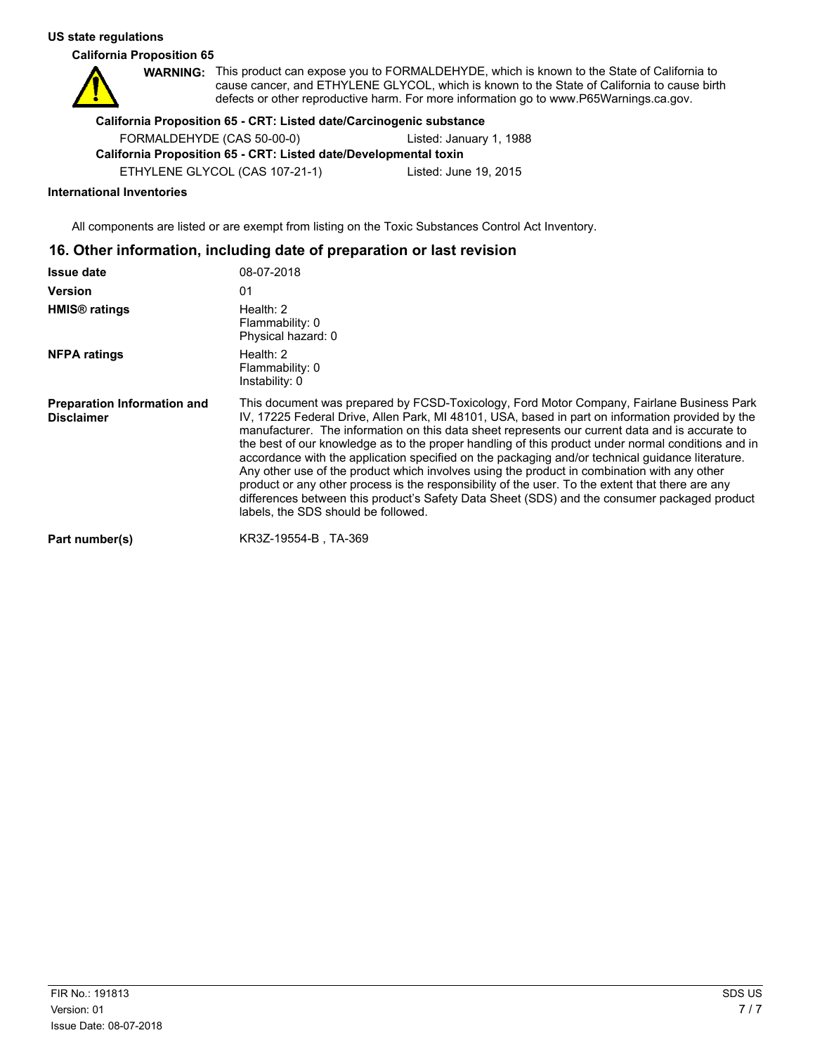**US state regulations**

**California Proposition 65**

**WARNING:** This product can expose you to FORMALDEHYDE, which is known to the State of California to cause cancer, and ETHYLENE GLYCOL, which is known to the State of California to cause birth defects or other reproductive harm. For more information go to www.P65Warnings.ca.gov.

**California Proposition 65 - CRT: Listed date/Carcinogenic substance**

| | |
|---|---|
| FORMALDEHYDE (CAS 50-00-0) | Listed: January 1, 1988 |

**California Proposition 65 - CRT: Listed date/Developmental toxin**

| | |
|---|---|
| ETHYLENE GLYCOL (CAS 107-21-1) | Listed: June 19, 2015 |

**International Inventories**

All components are listed or are exempt from listing on the Toxic Substances Control Act Inventory.

## 16. Other information, including date of preparation or last revision

| | |
|---|---|
| **Issue date** | 08-07-2018 |
| **Version** | 01 |
| **HMIS® ratings** | Health: 2<br>Flammability: 0<br>Physical hazard: 0 |
| **NFPA ratings** | Health: 2<br>Flammability: 0<br>Instability: 0 |
| **Preparation Information and Disclaimer** | This document was prepared by FCSD-Toxicology, Ford Motor Company, Fairlane Business Park IV, 17225 Federal Drive, Allen Park, MI 48101, USA, based in part on information provided by the manufacturer. The information on this data sheet represents our current data and is accurate to the best of our knowledge as to the proper handling of this product under normal conditions and in accordance with the application specified on the packaging and/or technical guidance literature. Any other use of the product which involves using the product in combination with any other product or any other process is the responsibility of the user. To the extent that there are any differences between this product's Safety Data Sheet (SDS) and the consumer packaged product labels, the SDS should be followed. |
| **Part number(s)** | KR3Z-19554-B , TA-369 |